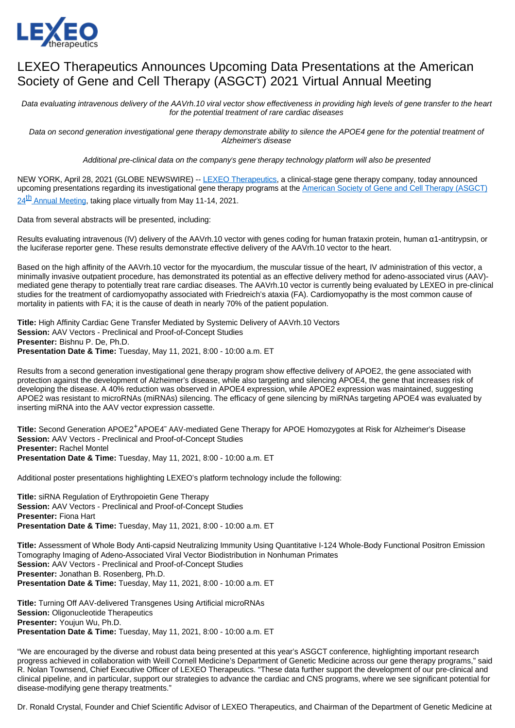# LEXEO Therapeutics Announces Upcoming Data Presentations at the American Society of Gene and Cell Therapy (ASGCT) 2021 Virtual Annual Meeting

*Data evaluating intravenous delivery of the AAVrh.10 viral vector show effectiveness in providing high levels of gene transfer to the heart for the potential treatment of rare cardiac diseases*

*Data on second generation investigational gene therapy demonstrate ability to silence the APOE4 gene for the potential treatment of Alzheimer's disease*

*Additional pre-clinical data on the company's gene therapy technology platform will also be presented*

NEW YORK, April 28, 2021 (GLOBE NEWSWIRE) -- [LEXEO Therapeutics](), a clinical-stage gene therapy company, today announced upcoming presentations regarding its investigational gene therapy programs at the [American Society of Gene and Cell Therapy (ASGCT) 24th Annual Meeting](), taking place virtually from May 11-14, 2021.

Data from several abstracts will be presented, including:

Results evaluating intravenous (IV) delivery of the AAVrh.10 vector with genes coding for human frataxin protein, human α1-antitrypsin, or the luciferase reporter gene. These results demonstrate effective delivery of the AAVrh.10 vector to the heart.

Based on the high affinity of the AAVrh.10 vector for the myocardium, the muscular tissue of the heart, IV administration of this vector, a minimally invasive outpatient procedure, has demonstrated its potential as an effective delivery method for adeno-associated virus (AAV)-mediated gene therapy to potentially treat rare cardiac diseases. The AAVrh.10 vector is currently being evaluated by LEXEO in pre-clinical studies for the treatment of cardiomyopathy associated with Friedreich's ataxia (FA). Cardiomyopathy is the most common cause of mortality in patients with FA; it is the cause of death in nearly 70% of the patient population.

**Title:** High Affinity Cardiac Gene Transfer Mediated by Systemic Delivery of AAVrh.10 Vectors
**Session:** AAV Vectors - Preclinical and Proof-of-Concept Studies
**Presenter:** Bishnu P. De, Ph.D.
**Presentation Date & Time:** Tuesday, May 11, 2021, 8:00 - 10:00 a.m. ET

Results from a second generation investigational gene therapy program show effective delivery of APOE2, the gene associated with protection against the development of Alzheimer's disease, while also targeting and silencing APOE4, the gene that increases risk of developing the disease. A 40% reduction was observed in APOE4 expression, while APOE2 expression was maintained, suggesting APOE2 was resistant to microRNAs (miRNAs) silencing. The efficacy of gene silencing by miRNAs targeting APOE4 was evaluated by inserting miRNA into the AAV vector expression cassette.

**Title:** Second Generation APOE2$^{+}$APOE4$^{-}$ AAV-mediated Gene Therapy for APOE Homozygotes at Risk for Alzheimer's Disease
**Session:** AAV Vectors - Preclinical and Proof-of-Concept Studies
**Presenter:** Rachel Montel
**Presentation Date & Time:** Tuesday, May 11, 2021, 8:00 - 10:00 a.m. ET

Additional poster presentations highlighting LEXEO's platform technology include the following:

**Title:** siRNA Regulation of Erythropoietin Gene Therapy
**Session:** AAV Vectors - Preclinical and Proof-of-Concept Studies
**Presenter:** Fiona Hart
**Presentation Date & Time:** Tuesday, May 11, 2021, 8:00 - 10:00 a.m. ET

**Title:** Assessment of Whole Body Anti-capsid Neutralizing Immunity Using Quantitative I-124 Whole-Body Functional Positron Emission Tomography Imaging of Adeno-Associated Viral Vector Biodistribution in Nonhuman Primates
**Session:** AAV Vectors - Preclinical and Proof-of-Concept Studies
**Presenter:** Jonathan B. Rosenberg, Ph.D.
**Presentation Date & Time:** Tuesday, May 11, 2021, 8:00 - 10:00 a.m. ET

**Title:** Turning Off AAV-delivered Transgenes Using Artificial microRNAs
**Session:** Oligonucleotide Therapeutics
**Presenter:** Youjun Wu, Ph.D.
**Presentation Date & Time:** Tuesday, May 11, 2021, 8:00 - 10:00 a.m. ET

"We are encouraged by the diverse and robust data being presented at this year's ASGCT conference, highlighting important research progress achieved in collaboration with Weill Cornell Medicine's Department of Genetic Medicine across our gene therapy programs," said R. Nolan Townsend, Chief Executive Officer of LEXEO Therapeutics. "These data further support the development of our pre-clinical and clinical pipeline, and in particular, support our strategies to advance the cardiac and CNS programs, where we see significant potential for disease-modifying gene therapy treatments."

Dr. Ronald Crystal, Founder and Chief Scientific Advisor of LEXEO Therapeutics, and Chairman of the Department of Genetic Medicine at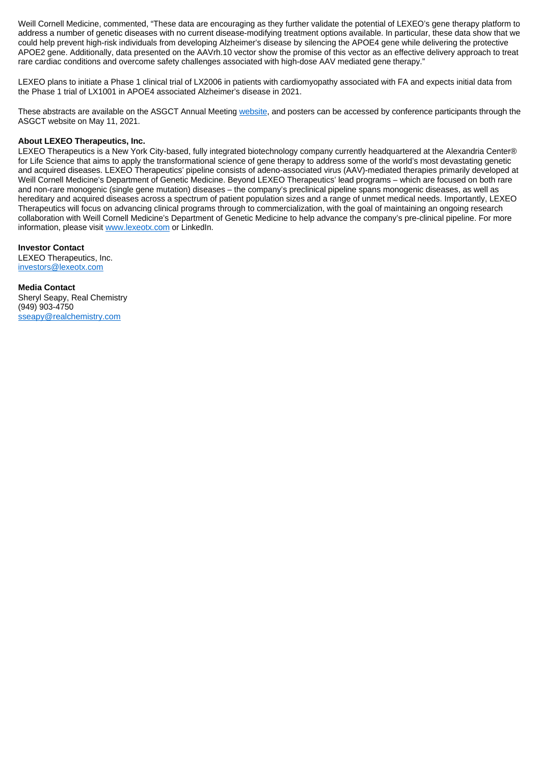Weill Cornell Medicine, commented, “These data are encouraging as they further validate the potential of LEXEO’s gene therapy platform to address a number of genetic diseases with no current disease-modifying treatment options available. In particular, these data show that we could help prevent high-risk individuals from developing Alzheimer’s disease by silencing the APOE4 gene while delivering the protective APOE2 gene. Additionally, data presented on the AAVrh.10 vector show the promise of this vector as an effective delivery approach to treat rare cardiac conditions and overcome safety challenges associated with high-dose AAV mediated gene therapy.”

LEXEO plans to initiate a Phase 1 clinical trial of LX2006 in patients with cardiomyopathy associated with FA and expects initial data from the Phase 1 trial of LX1001 in APOE4 associated Alzheimer’s disease in 2021.

These abstracts are available on the ASGCT Annual Meeting website, and posters can be accessed by conference participants through the ASGCT website on May 11, 2021.

**About LEXEO Therapeutics, Inc.**
LEXEO Therapeutics is a New York City-based, fully integrated biotechnology company currently headquartered at the Alexandria Center® for Life Science that aims to apply the transformational science of gene therapy to address some of the world’s most devastating genetic and acquired diseases. LEXEO Therapeutics’ pipeline consists of adeno-associated virus (AAV)-mediated therapies primarily developed at Weill Cornell Medicine’s Department of Genetic Medicine. Beyond LEXEO Therapeutics’ lead programs – which are focused on both rare and non-rare monogenic (single gene mutation) diseases – the company’s preclinical pipeline spans monogenic diseases, as well as hereditary and acquired diseases across a spectrum of patient population sizes and a range of unmet medical needs. Importantly, LEXEO Therapeutics will focus on advancing clinical programs through to commercialization, with the goal of maintaining an ongoing research collaboration with Weill Cornell Medicine’s Department of Genetic Medicine to help advance the company’s pre-clinical pipeline. For more information, please visit www.lexeotx.com or LinkedIn.

**Investor Contact**
LEXEO Therapeutics, Inc.
investors@lexeotx.com

**Media Contact**
Sheryl Seapy, Real Chemistry
(949) 903-4750
sseapy@realchemistry.com